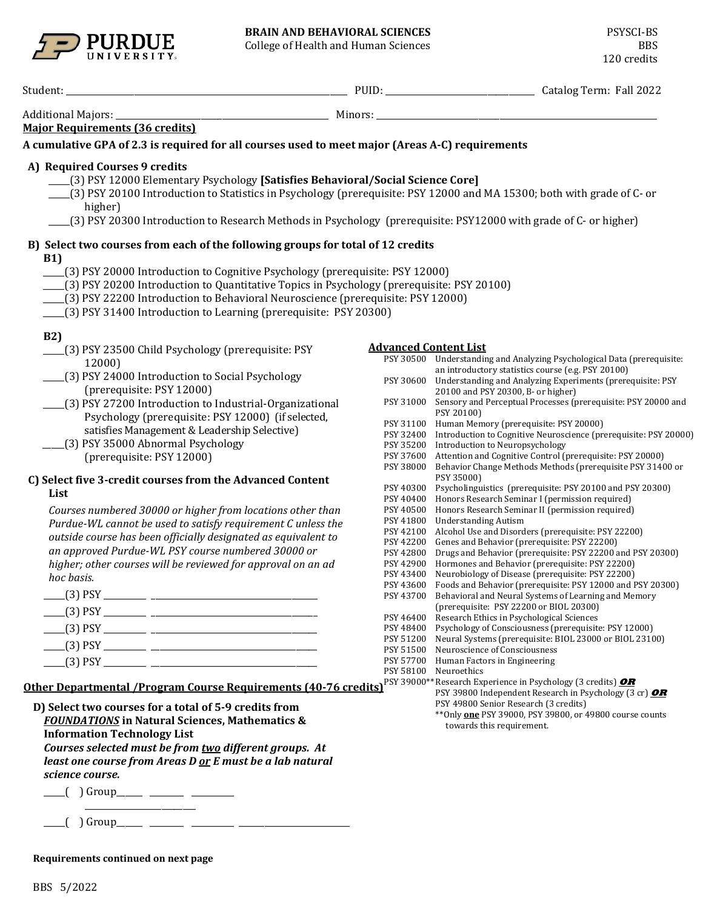**BRAIN AND BEHAVIORAL SCIENCES**
College of Health and Human Sciences

PSYSCI-BS
BBS
120 credits

Student: ______________________ PUID: ______________ Catalog Term: Fall 2022

Additional Majors: ______________________ Minors: ______________________

## Major Requirements (36 credits)

**A cumulative GPA of 2.3 is required for all courses used to meet major (Areas A-C) requirements**

### A) Required Courses 9 credits

- _____(3) PSY 12000 Elementary Psychology **[Satisfies Behavioral/Social Science Core]**
- _____(3) PSY 20100 Introduction to Statistics in Psychology (prerequisite: PSY 12000 and MA 15300; both with grade of C- or higher)
- _____(3) PSY 20300 Introduction to Research Methods in Psychology (prerequisite: PSY12000 with grade of C- or higher)

### B) Select two courses from each of the following groups for total of 12 credits

**B1)**

- _____(3) PSY 20000 Introduction to Cognitive Psychology (prerequisite: PSY 12000)
- _____(3) PSY 20200 Introduction to Quantitative Topics in Psychology (prerequisite: PSY 20100)
- _____(3) PSY 22200 Introduction to Behavioral Neuroscience (prerequisite: PSY 12000)
- _____(3) PSY 31400 Introduction to Learning (prerequisite: PSY 20300)

**B2)**

- _____(3) PSY 23500 Child Psychology (prerequisite: PSY 12000)
- _____(3) PSY 24000 Introduction to Social Psychology (prerequisite: PSY 12000)
- _____(3) PSY 27200 Introduction to Industrial-Organizational Psychology (prerequisite: PSY 12000) (if selected, satisfies Management & Leadership Selective)
- _____(3) PSY 35000 Abnormal Psychology (prerequisite: PSY 12000)

### C) Select five 3-credit courses from the Advanced Content List

*Courses numbered 30000 or higher from locations other than Purdue-WL cannot be used to satisfy requirement C unless the outside course has been officially designated as equivalent to an approved Purdue-WL PSY course numbered 30000 or higher; other courses will be reviewed for approval on an ad hoc basis.*

- _____(3) PSY ________ ______________________
- _____(3) PSY ________ ______________________
- _____(3) PSY ________ ______________________
- _____(3) PSY ________ ______________________
- _____(3) PSY ________ ______________________

**Advanced Content List**

| Course | Title |
|---|---|
| PSY 30500 | Understanding and Analyzing Psychological Data (prerequisite: an introductory statistics course (e.g. PSY 20100) |
| PSY 30600 | Understanding and Analyzing Experiments (prerequisite: PSY 20100 and PSY 20300, B- or higher) |
| PSY 31000 | Sensory and Perceptual Processes (prerequisite: PSY 20000 and PSY 20100) |
| PSY 31100 | Human Memory (prerequisite: PSY 20000) |
| PSY 32400 | Introduction to Cognitive Neuroscience (prerequisite: PSY 20000) |
| PSY 35200 | Introduction to Neuropsychology |
| PSY 37600 | Attention and Cognitive Control (prerequisite: PSY 20000) |
| PSY 38000 | Behavior Change Methods Methods (prerequisite PSY 31400 or PSY 35000) |
| PSY 40300 | Psycholinguistics (prerequisite: PSY 20100 and PSY 20300) |
| PSY 40400 | Honors Research Seminar I (permission required) |
| PSY 40500 | Honors Research Seminar II (permission required) |
| PSY 41800 | Understanding Autism |
| PSY 42100 | Alcohol Use and Disorders (prerequisite: PSY 22200) |
| PSY 42200 | Genes and Behavior (prerequisite: PSY 22200) |
| PSY 42800 | Drugs and Behavior (prerequisite: PSY 22200 and PSY 20300) |
| PSY 42900 | Hormones and Behavior (prerequisite: PSY 22200) |
| PSY 43400 | Neurobiology of Disease (prerequisite: PSY 22200) |
| PSY 43600 | Foods and Behavior (prerequisite: PSY 12000 and PSY 20300) |
| PSY 43700 | Behavioral and Neural Systems of Learning and Memory (prerequisite: PSY 22200 or BIOL 20300) |
| PSY 46400 | Research Ethics in Psychological Sciences |
| PSY 48400 | Psychology of Consciousness (prerequisite: PSY 12000) |
| PSY 51200 | Neural Systems (prerequisite: BIOL 23000 or BIOL 23100) |
| PSY 51500 | Neuroscience of Consciousness |
| PSY 57700 | Human Factors in Engineering |
| PSY 58100 | Neuroethics |
| PSY 39000** | Research Experience in Psychology (3 credits) ***OR*** PSY 39800 Independent Research in Psychology (3 cr) ***OR*** PSY 49800 Senior Research (3 credits) |

**Only **one** PSY 39000, PSY 39800, or 49800 course counts towards this requirement.

## Other Departmental /Program Course Requirements (40-76 credits)

### D) Select two courses for a total of 5-9 credits from *FOUNDATIONS* in Natural Sciences, Mathematics & Information Technology List

***Courses selected must be from two different groups. At least one course from Areas D or E must be a lab natural science course.***

- _____( ) Group_____ _______ _________ ______________
- _____( ) Group_____ _______ _________ ______________

**Requirements continued on next page**

BBS 5/2022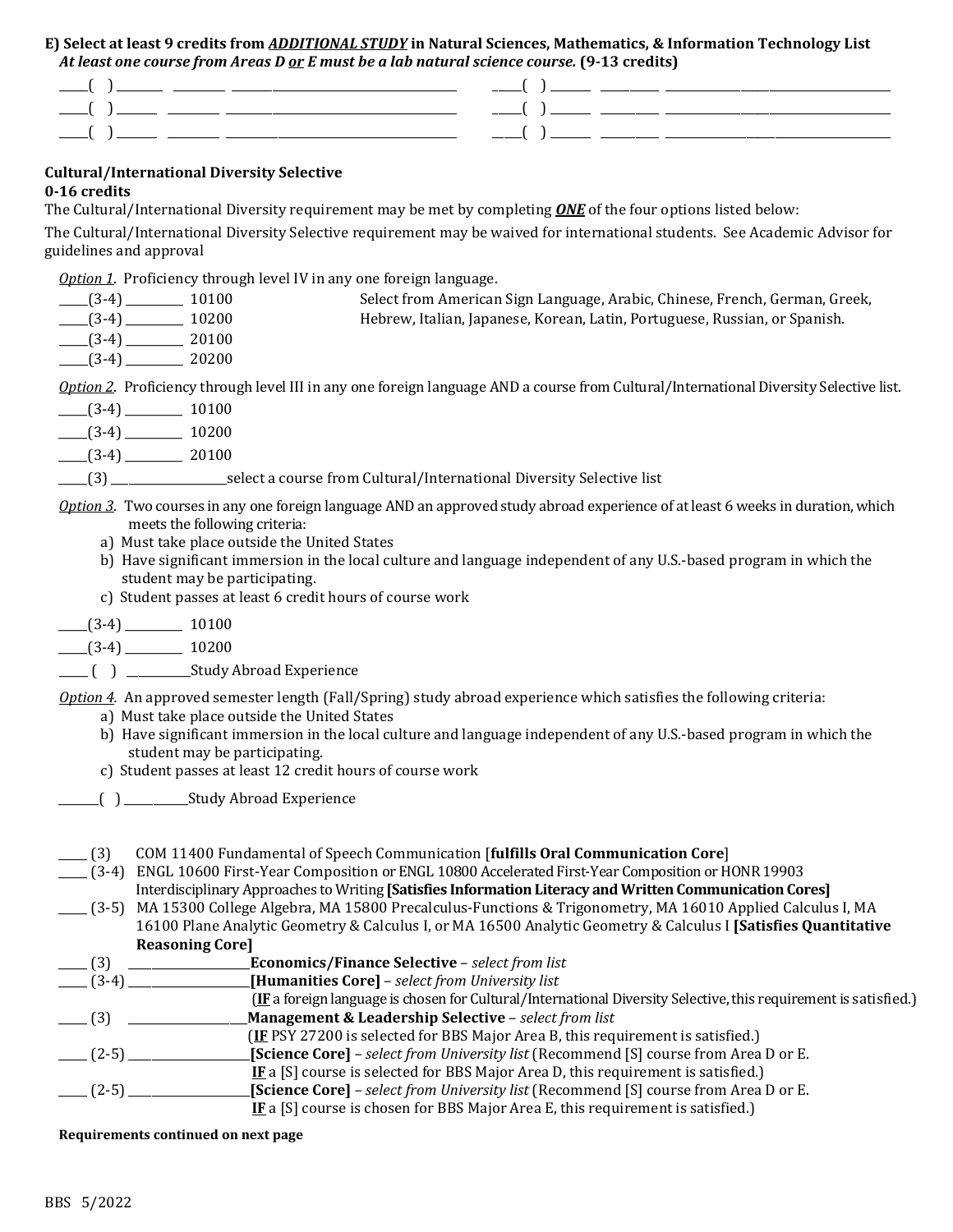**E) Select at least 9 credits from *ADDITIONAL STUDY* in Natural Sciences, Mathematics, & Information Technology List**
***At least one course from Areas D or E must be a lab natural science course.* (9-13 credits)**

_____( ) _______ _________ ______________________________________  _____( ) _______ _________ ______________________________________
_____( ) _______ _________ ______________________________________  _____( ) _______ _________ ______________________________________
_____( ) _______ _________ ______________________________________  _____( ) _______ _________ ______________________________________

**Cultural/International Diversity Selective**
**0-16 credits**

The Cultural/International Diversity requirement may be met by completing ***ONE*** of the four options listed below:

The Cultural/International Diversity Selective requirement may be waived for international students. See Academic Advisor for guidelines and approval

*Option 1.* Proficiency through level IV in any one foreign language.

_____(3-4) _________ 10100 Select from American Sign Language, Arabic, Chinese, French, German, Greek,
_____(3-4) _________ 10200 Hebrew, Italian, Japanese, Korean, Latin, Portuguese, Russian, or Spanish.
_____(3-4) _________ 20100
_____(3-4) _________ 20200

*Option 2.* Proficiency through level III in any one foreign language AND a course from Cultural/International Diversity Selective list.

_____(3-4) _________ 10100
_____(3-4) _________ 10200
_____(3-4) _________ 20100
_____(3) ____________________select a course from Cultural/International Diversity Selective list

*Option 3.* Two courses in any one foreign language AND an approved study abroad experience of at least 6 weeks in duration, which meets the following criteria:

a) Must take place outside the United States
b) Have significant immersion in the local culture and language independent of any U.S.-based program in which the student may be participating.
c) Student passes at least 6 credit hours of course work

_____(3-4) _________ 10100
_____(3-4) _________ 10200
_____ ( ) __________Study Abroad Experience

*Option 4.* An approved semester length (Fall/Spring) study abroad experience which satisfies the following criteria:

a) Must take place outside the United States
b) Have significant immersion in the local culture and language independent of any U.S.-based program in which the student may be participating.
c) Student passes at least 12 credit hours of course work

_______( ) __________Study Abroad Experience

_____ (3) COM 11400 Fundamental of Speech Communication [**fulfills Oral Communication Core**]
_____ (3-4) ENGL 10600 First-Year Composition or ENGL 10800 Accelerated First-Year Composition or HONR 19903 Interdisciplinary Approaches to Writing **[Satisfies Information Literacy and Written Communication Cores]**
_____ (3-5) MA 15300 College Algebra, MA 15800 Precalculus-Functions & Trigonometry, MA 16010 Applied Calculus I, MA 16100 Plane Analytic Geometry & Calculus I, or MA 16500 Analytic Geometry & Calculus I **[Satisfies Quantitative Reasoning Core]**
_____ (3) ____________________**Economics/Finance Selective** – *select from list*
_____ (3-4) ____________________**[Humanities Core]** – *select from University list*
(**IF** a foreign language is chosen for Cultural/International Diversity Selective, this requirement is satisfied.)
_____ (3) ____________________**Management & Leadership Selective** – *select from list*
(**IF** PSY 27200 is selected for BBS Major Area B, this requirement is satisfied.)
_____ (2-5) ____________________**[Science Core]** – *select from University list* (Recommend [S] course from Area D or E. **IF** a [S] course is selected for BBS Major Area D, this requirement is satisfied.)
_____ (2-5) ____________________**[Science Core]** – *select from University list* (Recommend [S] course from Area D or E. **IF** a [S] course is chosen for BBS Major Area E, this requirement is satisfied.)

**Requirements continued on next page**

BBS 5/2022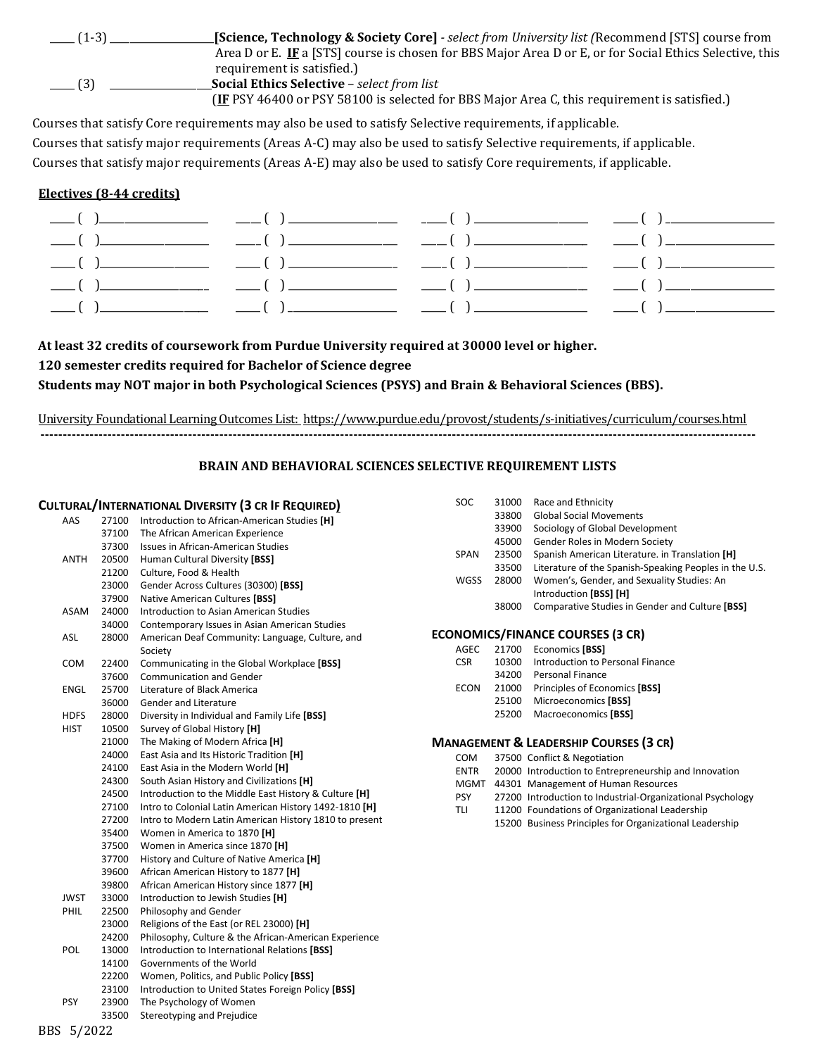____ (1-3) __________________**[Science, Technology & Society Core]** - *select from University list (*Recommend [STS] course from Area D or E. **IF** a [STS] course is chosen for BBS Major Area D or E, or for Social Ethics Selective, this requirement is satisfied.)

____ (3) __________________**Social Ethics Selective** – *select from list*
(**IF** PSY 46400 or PSY 58100 is selected for BBS Major Area C, this requirement is satisfied.)

Courses that satisfy Core requirements may also be used to satisfy Selective requirements, if applicable.

Courses that satisfy major requirements (Areas A-C) may also be used to satisfy Selective requirements, if applicable.

Courses that satisfy major requirements (Areas A-E) may also be used to satisfy Core requirements, if applicable.

## Electives (8-44 credits)

| | | | |
|---|---|---|---|
| ____ ( )__________ | ____ ( )__________ | ____ ( )__________ | ____ ( )__________ |
| ____ ( )__________ | ____ ( )__________ | ____ ( )__________ | ____ ( )__________ |
| ____ ( )__________ | ____ ( )__________ | ____ ( )__________ | ____ ( )__________ |
| ____ ( )__________ | ____ ( )__________ | ____ ( )__________ | ____ ( )__________ |
| ____ ( )__________ | ____ ( )__________ | ____ ( )__________ | ____ ( )__________ |

**At least 32 credits of coursework from Purdue University required at 30000 level or higher.**

**120 semester credits required for Bachelor of Science degree**

**Students may NOT major in both Psychological Sciences (PSYS) and Brain & Behavioral Sciences (BBS).**

University Foundational Learning Outcomes List: https://www.purdue.edu/provost/students/s-initiatives/curriculum/courses.html

---

## BRAIN AND BEHAVIORAL SCIENCES SELECTIVE REQUIREMENT LISTS

### CULTURAL/INTERNATIONAL DIVERSITY (3 CR IF REQUIRED)

| | | |
|---|---|---|
| AAS | 27100 | Introduction to African-American Studies **[H]** |
| | 37100 | The African American Experience |
| | 37300 | Issues in African-American Studies |
| ANTH | 20500 | Human Cultural Diversity **[BSS]** |
| | 21200 | Culture, Food & Health |
| | 23000 | Gender Across Cultures (30300) **[BSS]** |
| | 37900 | Native American Cultures **[BSS]** |
| ASAM | 24000 | Introduction to Asian American Studies |
| | 34000 | Contemporary Issues in Asian American Studies |
| ASL | 28000 | American Deaf Community: Language, Culture, and Society |
| COM | 22400 | Communicating in the Global Workplace **[BSS]** |
| | 37600 | Communication and Gender |
| ENGL | 25700 | Literature of Black America |
| | 36000 | Gender and Literature |
| HDFS | 28000 | Diversity in Individual and Family Life **[BSS]** |
| HIST | 10500 | Survey of Global History **[H]** |
| | 21000 | The Making of Modern Africa **[H]** |
| | 24000 | East Asia and Its Historic Tradition **[H]** |
| | 24100 | East Asia in the Modern World **[H]** |
| | 24300 | South Asian History and Civilizations **[H]** |
| | 24500 | Introduction to the Middle East History & Culture **[H]** |
| | 27100 | Intro to Colonial Latin American History 1492-1810 **[H]** |
| | 27200 | Intro to Modern Latin American History 1810 to present |
| | 35400 | Women in America to 1870 **[H]** |
| | 37500 | Women in America since 1870 **[H]** |
| | 37700 | History and Culture of Native America **[H]** |
| | 39600 | African American History to 1877 **[H]** |
| | 39800 | African American History since 1877 **[H]** |
| JWST | 33000 | Introduction to Jewish Studies **[H]** |
| PHIL | 22500 | Philosophy and Gender |
| | 23000 | Religions of the East (or REL 23000) **[H]** |
| | 24200 | Philosophy, Culture & the African-American Experience |
| POL | 13000 | Introduction to International Relations **[BSS]** |
| | 14100 | Governments of the World |
| | 22200 | Women, Politics, and Public Policy **[BSS]** |
| | 23100 | Introduction to United States Foreign Policy **[BSS]** |
| PSY | 23900 | The Psychology of Women |
| | 33500 | Stereotyping and Prejudice |
| SOC | 31000 | Race and Ethnicity |
| | 33800 | Global Social Movements |
| | 33900 | Sociology of Global Development |
| | 45000 | Gender Roles in Modern Society |
| SPAN | 23500 | Spanish American Literature. in Translation **[H]** |
| | 33500 | Literature of the Spanish-Speaking Peoples in the U.S. |
| WGSS | 28000 | Women's, Gender, and Sexuality Studies: An Introduction **[BSS] [H]** |
| | 38000 | Comparative Studies in Gender and Culture **[BSS]** |

### ECONOMICS/FINANCE COURSES (3 CR)

| | | |
|---|---|---|
| AGEC | 21700 | Economics **[BSS]** |
| CSR | 10300 | Introduction to Personal Finance |
| | 34200 | Personal Finance |
| ECON | 21000 | Principles of Economics **[BSS]** |
| | 25100 | Microeconomics **[BSS]** |
| | 25200 | Macroeconomics **[BSS]** |

### MANAGEMENT & LEADERSHIP COURSES (3 CR)

| | | |
|---|---|---|
| COM | 37500 | Conflict & Negotiation |
| ENTR | 20000 | Introduction to Entrepreneurship and Innovation |
| MGMT | 44301 | Management of Human Resources |
| PSY | 27200 | Introduction to Industrial-Organizational Psychology |
| TLI | 11200 | Foundations of Organizational Leadership |
| | 15200 | Business Principles for Organizational Leadership |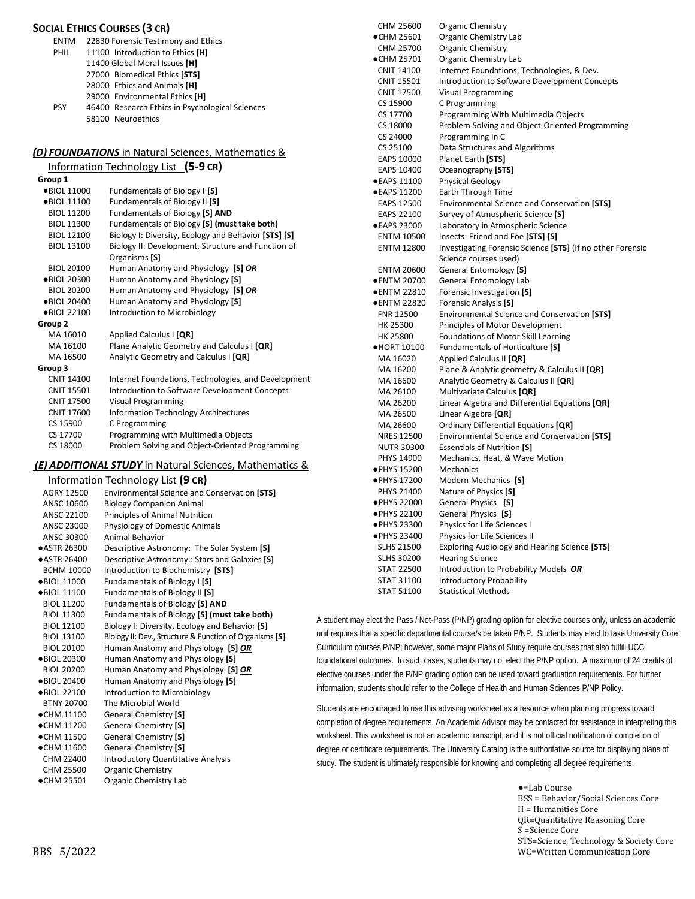## SOCIAL ETHICS COURSES (3 CR)

| | |
|---|---|
| ENTM | 22830 Forensic Testimony and Ethics |
| PHIL | 11100 Introduction to Ethics **[H]** |
| | 11400 Global Moral Issues **[H]** |
| | 27000 Biomedical Ethics **[STS]** |
| | 28000 Ethics and Animals **[H]** |
| | 29000 Environmental Ethics **[H]** |
| PSY | 46400 Research Ethics in Psychological Sciences |
| | 58100 Neuroethics |

## *(D) FOUNDATIONS* in Natural Sciences, Mathematics & Information Technology List (5-9 CR)

**Group 1**

| | |
|---|---|
| ●BIOL 11000 | Fundamentals of Biology I **[S]** |
| ●BIOL 11100 | Fundamentals of Biology II **[S]** |
| BIOL 11200 | Fundamentals of Biology **[S] AND** |
| BIOL 11300 | Fundamentals of Biology **[S] (must take both)** |
| BIOL 12100 | Biology I: Diversity, Ecology and Behavior **[STS] [S]** |
| BIOL 13100 | Biology II: Development, Structure and Function of Organisms **[S]** |
| BIOL 20100 | Human Anatomy and Physiology **[S]** ***OR*** |
| ●BIOL 20300 | Human Anatomy and Physiology **[S]** |
| BIOL 20200 | Human Anatomy and Physiology **[S]** ***OR*** |
| ●BIOL 20400 | Human Anatomy and Physiology **[S]** |
| ●BIOL 22100 | Introduction to Microbiology |

**Group 2**

| | |
|---|---|
| MA 16010 | Applied Calculus I **[QR]** |
| MA 16100 | Plane Analytic Geometry and Calculus I **[QR]** |
| MA 16500 | Analytic Geometry and Calculus I **[QR]** |

**Group 3**

| | |
|---|---|
| CNIT 14100 | Internet Foundations, Technologies, and Development |
| CNIT 15501 | Introduction to Software Development Concepts |
| CNIT 17500 | Visual Programming |
| CNIT 17600 | Information Technology Architectures |
| CS 15900 | C Programming |
| CS 17700 | Programming with Multimedia Objects |
| CS 18000 | Problem Solving and Object-Oriented Programming |

## *(E) ADDITIONAL STUDY* in Natural Sciences, Mathematics & Information Technology List (9 CR)

| | |
|---|---|
| AGRY 12500 | Environmental Science and Conservation **[STS]** |
| ANSC 10600 | Biology Companion Animal |
| ANSC 22100 | Principles of Animal Nutrition |
| ANSC 23000 | Physiology of Domestic Animals |
| ANSC 30300 | Animal Behavior |
| ●ASTR 26300 | Descriptive Astronomy: The Solar System **[S]** |
| ●ASTR 26400 | Descriptive Astronomy.: Stars and Galaxies **[S]** |
| BCHM 10000 | Introduction to Biochemistry **[STS]** |
| ●BIOL 11000 | Fundamentals of Biology I **[S]** |
| ●BIOL 11100 | Fundamentals of Biology II **[S]** |
| BIOL 11200 | Fundamentals of Biology **[S] AND** |
| BIOL 11300 | Fundamentals of Biology **[S] (must take both)** |
| BIOL 12100 | Biology I: Diversity, Ecology and Behavior **[S]** |
| BIOL 13100 | Biology II: Dev., Structure & Function of Organisms **[S]** |
| BIOL 20100 | Human Anatomy and Physiology **[S]** ***OR*** |
| ●BIOL 20300 | Human Anatomy and Physiology **[S]** |
| BIOL 20200 | Human Anatomy and Physiology **[S]** ***OR*** |
| ●BIOL 20400 | Human Anatomy and Physiology **[S]** |
| ●BIOL 22100 | Introduction to Microbiology |
| BTNY 20700 | The Microbial World |
| ●CHM 11100 | General Chemistry **[S]** |
| ●CHM 11200 | General Chemistry **[S]** |
| ●CHM 11500 | General Chemistry **[S]** |
| ●CHM 11600 | General Chemistry **[S]** |
| CHM 22400 | Introductory Quantitative Analysis |
| CHM 25500 | Organic Chemistry |
| ●CHM 25501 | Organic Chemistry Lab |
| CHM 25600 | Organic Chemistry |
| ●CHM 25601 | Organic Chemistry Lab |
| CHM 25700 | Organic Chemistry |
| ●CHM 25701 | Organic Chemistry Lab |
| CNIT 14100 | Internet Foundations, Technologies, & Dev. |
| CNIT 15501 | Introduction to Software Development Concepts |
| CNIT 17500 | Visual Programming |
| CS 15900 | C Programming |
| CS 17700 | Programming With Multimedia Objects |
| CS 18000 | Problem Solving and Object-Oriented Programming |
| CS 24000 | Programming in C |
| CS 25100 | Data Structures and Algorithms |
| EAPS 10000 | Planet Earth **[STS]** |
| EAPS 10400 | Oceanography **[STS]** |
| ●EAPS 11100 | Physical Geology |
| ●EAPS 11200 | Earth Through Time |
| EAPS 12500 | Environmental Science and Conservation **[STS]** |
| EAPS 22100 | Survey of Atmospheric Science **[S]** |
| ●EAPS 23000 | Laboratory in Atmospheric Science |
| ENTM 10500 | Insects: Friend and Foe **[STS] [S]** |
| ENTM 12800 | Investigating Forensic Science **[STS]** (If no other Forensic Science courses used) |
| ENTM 20600 | General Entomology **[S]** |
| ●ENTM 20700 | General Entomology Lab |
| ●ENTM 22810 | Forensic Investigation **[S]** |
| ●ENTM 22820 | Forensic Analysis **[S]** |
| FNR 12500 | Environmental Science and Conservation **[STS]** |
| HK 25300 | Principles of Motor Development |
| HK 25800 | Foundations of Motor Skill Learning |
| ●HORT 10100 | Fundamentals of Horticulture **[S]** |
| MA 16020 | Applied Calculus II **[QR]** |
| MA 16200 | Plane & Analytic geometry & Calculus II **[QR]** |
| MA 16600 | Analytic Geometry & Calculus II **[QR]** |
| MA 26100 | Multivariate Calculus **[QR]** |
| MA 26200 | Linear Algebra and Differential Equations **[QR]** |
| MA 26500 | Linear Algebra **[QR]** |
| MA 26600 | Ordinary Differential Equations **[QR]** |
| NRES 12500 | Environmental Science and Conservation **[STS]** |
| NUTR 30300 | Essentials of Nutrition **[S]** |
| PHYS 14900 | Mechanics, Heat, & Wave Motion |
| ●PHYS 15200 | Mechanics |
| ●PHYS 17200 | Modern Mechanics **[S]** |
| PHYS 21400 | Nature of Physics **[S]** |
| ●PHYS 22000 | General Physics **[S]** |
| ●PHYS 22100 | General Physics **[S]** |
| ●PHYS 23300 | Physics for Life Sciences I |
| ●PHYS 23400 | Physics for Life Sciences II |
| SLHS 21500 | Exploring Audiology and Hearing Science **[STS]** |
| SLHS 30200 | Hearing Science |
| STAT 22500 | Introduction to Probability Models ***OR*** |
| STAT 31100 | Introductory Probability |
| STAT 51100 | Statistical Methods |

A student may elect the Pass / Not-Pass (P/NP) grading option for elective courses only, unless an academic unit requires that a specific departmental course/s be taken P/NP. Students may elect to take University Core Curriculum courses P/NP; however, some major Plans of Study require courses that also fulfill UCC foundational outcomes. In such cases, students may not elect the P/NP option. A maximum of 24 credits of elective courses under the P/NP grading option can be used toward graduation requirements. For further information, students should refer to the College of Health and Human Sciences P/NP Policy.

Students are encouraged to use this advising worksheet as a resource when planning progress toward completion of degree requirements. An Academic Advisor may be contacted for assistance in interpreting this worksheet. This worksheet is not an academic transcript, and it is not official notification of completion of degree or certificate requirements. The University Catalog is the authoritative source for displaying plans of study. The student is ultimately responsible for knowing and completing all degree requirements.

●=Lab Course
BSS = Behavior/Social Sciences Core
H = Humanities Core
QR=Quantitative Reasoning Core
S =Science Core
STS=Science, Technology & Society Core
WC=Written Communication Core

BBS 5/2022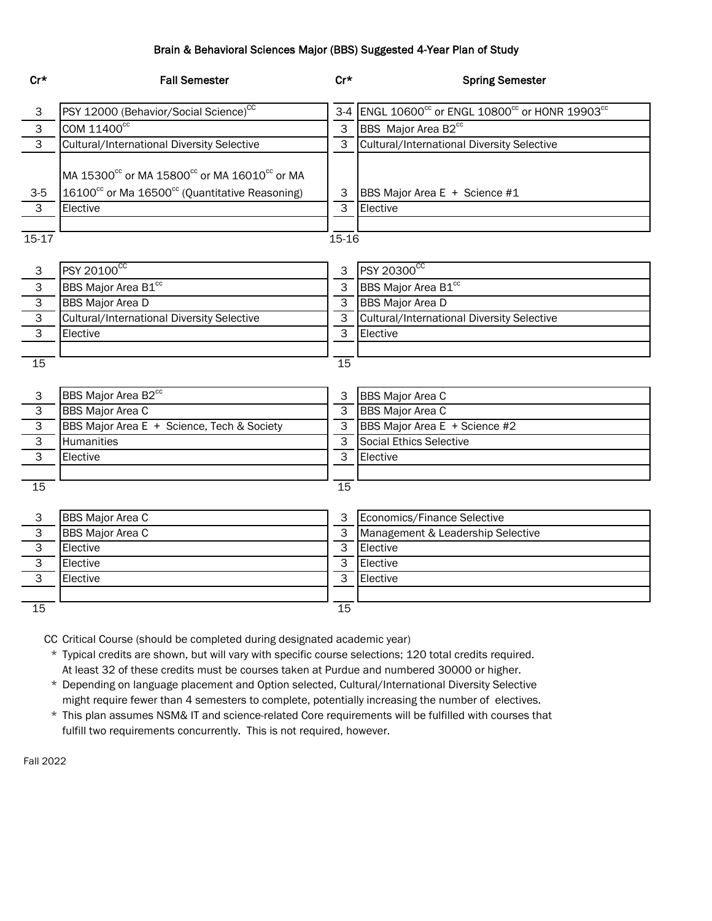## Brain & Behavioral Sciences Major (BBS) Suggested 4-Year Plan of Study

| Cr* | Fall Semester | Cr* | Spring Semester |
|---|---|---|---|
| 3 | PSY 12000 (Behavior/Social Science)[CC] | 3-4 | ENGL 10600[cc] or ENGL 10800[cc] or HONR 19903[cc] |
| 3 | COM 11400[cc] | 3 | BBS Major Area B2[cc] |
| 3 | Cultural/International Diversity Selective | 3 | Cultural/International Diversity Selective |
| 3-5 | MA 15300[cc] or MA 15800[cc] or MA 16010[cc] or MA 16100[cc] or Ma 16500[cc] (Quantitative Reasoning) | 3 | BBS Major Area E + Science #1 |
| 3 | Elective | 3 | Elective |
| 15-17 | | 15-16 | |
| 3 | PSY 20100[CC] | 3 | PSY 20300[CC] |
| 3 | BBS Major Area B1[cc] | 3 | BBS Major Area B1[cc] |
| 3 | BBS Major Area D | 3 | BBS Major Area D |
| 3 | Cultural/International Diversity Selective | 3 | Cultural/International Diversity Selective |
| 3 | Elective | 3 | Elective |
| 15 | | 15 | |
| 3 | BBS Major Area B2[cc] | 3 | BBS Major Area C |
| 3 | BBS Major Area C | 3 | BBS Major Area C |
| 3 | BBS Major Area E + Science, Tech & Society | 3 | BBS Major Area E + Science #2 |
| 3 | Humanities | 3 | Social Ethics Selective |
| 3 | Elective | 3 | Elective |
| 15 | | 15 | |
| 3 | BBS Major Area C | 3 | Economics/Finance Selective |
| 3 | BBS Major Area C | 3 | Management & Leadership Selective |
| 3 | Elective | 3 | Elective |
| 3 | Elective | 3 | Elective |
| 3 | Elective | 3 | Elective |
| 15 | | 15 | |

CC Critical Course (should be completed during designated academic year)

\* Typical credits are shown, but will vary with specific course selections; 120 total credits required. At least 32 of these credits must be courses taken at Purdue and numbered 30000 or higher.

\* Depending on language placement and Option selected, Cultural/International Diversity Selective might require fewer than 4 semesters to complete, potentially increasing the number of electives.

\* This plan assumes NSM& IT and science-related Core requirements will be fulfilled with courses that fulfill two requirements concurrently. This is not required, however.

Fall 2022